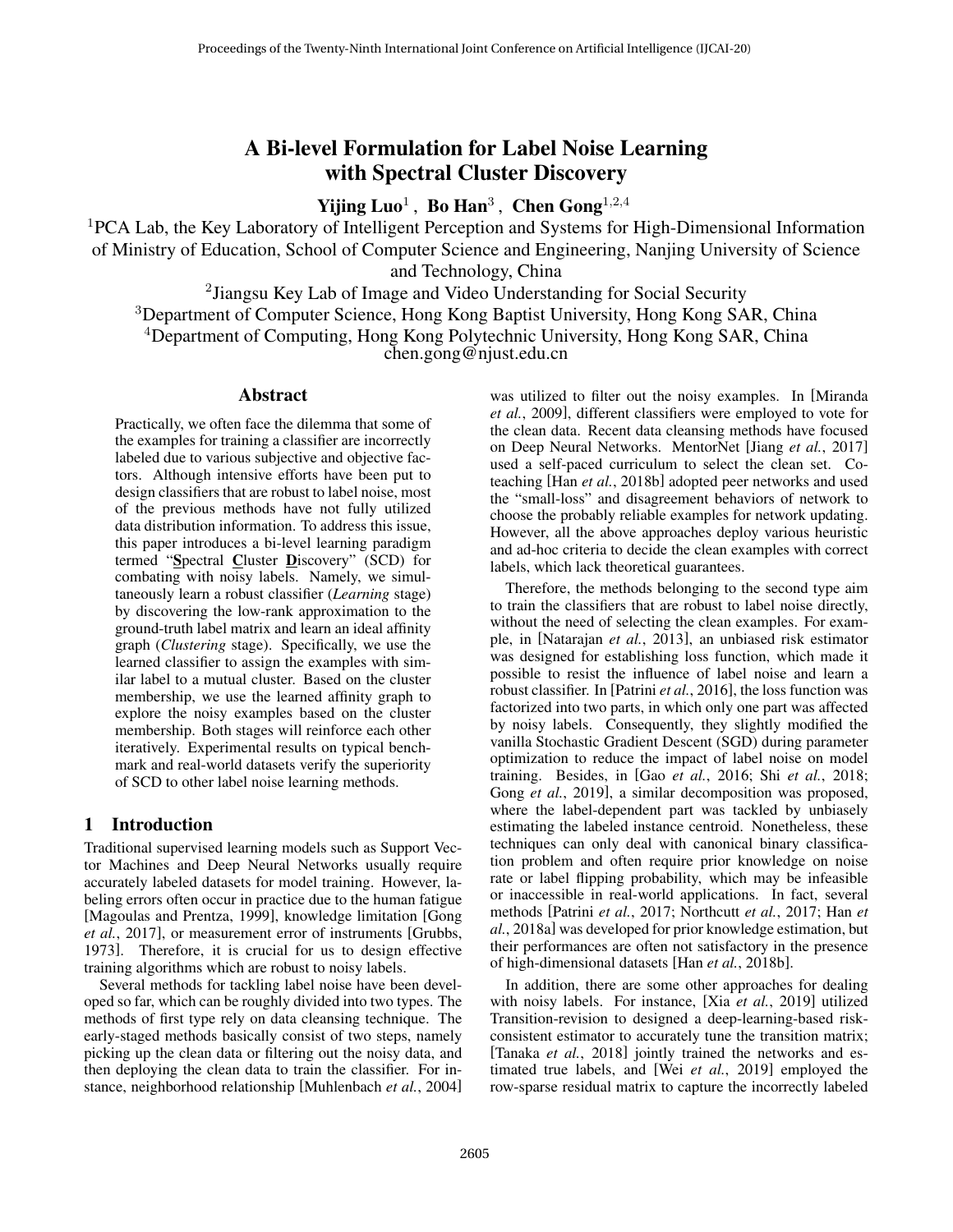# A Bi-level Formulation for Label Noise Learning with Spectral Cluster Discovery

**Yijing Luo**[1] , **Bo Han**[3] , **Chen Gong**[1,2,4]

[1]PCA Lab, the Key Laboratory of Intelligent Perception and Systems for High-Dimensional Information of Ministry of Education, School of Computer Science and Engineering, Nanjing University of Science and Technology, China

[2]Jiangsu Key Lab of Image and Video Understanding for Social Security

[3]Department of Computer Science, Hong Kong Baptist University, Hong Kong SAR, China

[4]Department of Computing, Hong Kong Polytechnic University, Hong Kong SAR, China

chen.gong@njust.edu.cn

## Abstract

Practically, we often face the dilemma that some of the examples for training a classifier are incorrectly labeled due to various subjective and objective factors. Although intensive efforts have been put to design classifiers that are robust to label noise, most of the previous methods have not fully utilized data distribution information. To address this issue, this paper introduces a bi-level learning paradigm termed "**S**pectral **C**luster **D**iscovery" (SCD) for combating with noisy labels. Namely, we simultaneously learn a robust classifier (*Learning* stage) by discovering the low-rank approximation to the ground-truth label matrix and learn an ideal affinity graph (*Clustering* stage). Specifically, we use the learned classifier to assign the examples with similar label to a mutual cluster. Based on the cluster membership, we use the learned affinity graph to explore the noisy examples based on the cluster membership. Both stages will reinforce each other iteratively. Experimental results on typical benchmark and real-world datasets verify the superiority of SCD to other label noise learning methods.

## 1 Introduction

Traditional supervised learning models such as Support Vector Machines and Deep Neural Networks usually require accurately labeled datasets for model training. However, labeling errors often occur in practice due to the human fatigue [Magoulas and Prentza, 1999], knowledge limitation [Gong *et al.*, 2017], or measurement error of instruments [Grubbs, 1973]. Therefore, it is crucial for us to design effective training algorithms which are robust to noisy labels.

Several methods for tackling label noise have been developed so far, which can be roughly divided into two types. The methods of first type rely on data cleansing technique. The early-staged methods basically consist of two steps, namely picking up the clean data or filtering out the noisy data, and then deploying the clean data to train the classifier. For instance, neighborhood relationship [Muhlenbach *et al.*, 2004] was utilized to filter out the noisy examples. In [Miranda *et al.*, 2009], different classifiers were employed to vote for the clean data. Recent data cleansing methods have focused on Deep Neural Networks. MentorNet [Jiang *et al.*, 2017] used a self-paced curriculum to select the clean set. Co-teaching [Han *et al.*, 2018b] adopted peer networks and used the "small-loss" and disagreement behaviors of network to choose the probably reliable examples for network updating. However, all the above approaches deploy various heuristic and ad-hoc criteria to decide the clean examples with correct labels, which lack theoretical guarantees.

Therefore, the methods belonging to the second type aim to train the classifiers that are robust to label noise directly, without the need of selecting the clean examples. For example, in [Natarajan *et al.*, 2013], an unbiased risk estimator was designed for establishing loss function, which made it possible to resist the influence of label noise and learn a robust classifier. In [Patrini *et al.*, 2016], the loss function was factorized into two parts, in which only one part was affected by noisy labels. Consequently, they slightly modified the vanilla Stochastic Gradient Descent (SGD) during parameter optimization to reduce the impact of label noise on model training. Besides, in [Gao *et al.*, 2016; Shi *et al.*, 2018; Gong *et al.*, 2019], a similar decomposition was proposed, where the label-dependent part was tackled by unbiasely estimating the labeled instance centroid. Nonetheless, these techniques can only deal with canonical binary classification problem and often require prior knowledge on noise rate or label flipping probability, which may be infeasible or inaccessible in real-world applications. In fact, several methods [Patrini *et al.*, 2017; Northcutt *et al.*, 2017; Han *et al.*, 2018a] was developed for prior knowledge estimation, but their performances are often not satisfactory in the presence of high-dimensional datasets [Han *et al.*, 2018b].

In addition, there are some other approaches for dealing with noisy labels. For instance, [Xia *et al.*, 2019] utilized Transition-revision to designed a deep-learning-based risk-consistent estimator to accurately tune the transition matrix; [Tanaka *et al.*, 2018] jointly trained the networks and estimated true labels, and [Wei *et al.*, 2019] employed the row-sparse residual matrix to capture the incorrectly labeled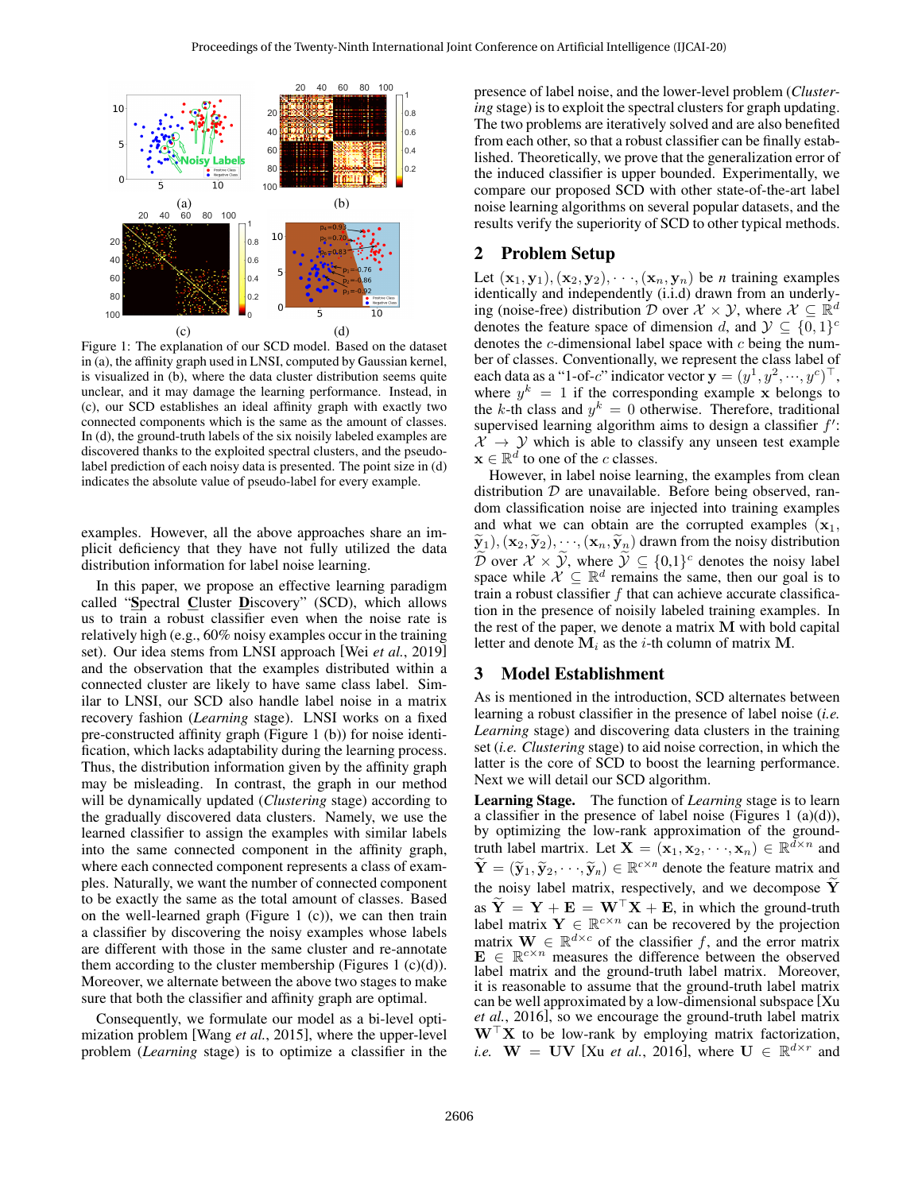Figure 1: The explanation of our SCD model. Based on the dataset in (a), the affinity graph used in LNSI, computed by Gaussian kernel, is visualized in (b), where the data cluster distribution seems quite unclear, and it may damage the learning performance. Instead, in (c), our SCD establishes an ideal affinity graph with exactly two connected components which is the same as the amount of classes. In (d), the ground-truth labels of the six noisily labeled examples are discovered thanks to the exploited spectral clusters, and the pseudo-label prediction of each noisy data is presented. The point size in (d) indicates the absolute value of pseudo-label for every example.

examples. However, all the above approaches share an implicit deficiency that they have not fully utilized the data distribution information for label noise learning.

In this paper, we propose an effective learning paradigm called "**S**pectral **C**luster **D**iscovery" (SCD), which allows us to train a robust classifier even when the noise rate is relatively high (e.g., 60% noisy examples occur in the training set). Our idea stems from LNSI approach [Wei *et al.*, 2019] and the observation that the examples distributed within a connected cluster are likely to have same class label. Similar to LNSI, our SCD also handle label noise in a matrix recovery fashion (*Learning* stage). LNSI works on a fixed pre-constructed affinity graph (Figure 1 (b)) for noise identification, which lacks adaptability during the learning process. Thus, the distribution information given by the affinity graph may be misleading. In contrast, the graph in our method will be dynamically updated (*Clustering* stage) according to the gradually discovered data clusters. Namely, we use the learned classifier to assign the examples with similar labels into the same connected component in the affinity graph, where each connected component represents a class of examples. Naturally, we want the number of connected component to be exactly the same as the total amount of classes. Based on the well-learned graph (Figure 1 (c)), we can then train a classifier by discovering the noisy examples whose labels are different with those in the same cluster and re-annotate them according to the cluster membership (Figures 1 (c)(d)). Moreover, we alternate between the above two stages to make sure that both the classifier and affinity graph are optimal.

Consequently, we formulate our model as a bi-level optimization problem [Wang *et al.*, 2015], where the upper-level problem (*Learning* stage) is to optimize a classifier in the presence of label noise, and the lower-level problem (*Clustering* stage) is to exploit the spectral clusters for graph updating. The two problems are iteratively solved and are also benefited from each other, so that a robust classifier can be finally established. Theoretically, we prove that the generalization error of the induced classifier is upper bounded. Experimentally, we compare our proposed SCD with other state-of-the-art label noise learning algorithms on several popular datasets, and the results verify the superiority of SCD to other typical methods.

## 2 Problem Setup

Let $(\mathbf{x}_1, \mathbf{y}_1), (\mathbf{x}_2, \mathbf{y}_2), \cdots, (\mathbf{x}_n, \mathbf{y}_n)$ be $n$ training examples identically and independently (i.i.d) drawn from an underlying (noise-free) distribution $\mathcal{D}$ over $\mathcal{X} \times \mathcal{Y}$, where $\mathcal{X} \subseteq \mathbb{R}^d$ denotes the feature space of dimension $d$, and $\mathcal{Y} \subseteq \{0, 1\}^c$ denotes the $c$-dimensional label space with $c$ being the number of classes. Conventionally, we represent the class label of each data as a "1-of-$c$" indicator vector $\mathbf{y} = (y^1, y^2, \cdots, y^c)^\top$, where $y^k = 1$ if the corresponding example $\mathbf{x}$ belongs to the $k$-th class and $y^k = 0$ otherwise. Therefore, traditional supervised learning algorithm aims to design a classifier $f'$: $\mathcal{X} \to \mathcal{Y}$ which is able to classify any unseen test example $\mathbf{x} \in \mathbb{R}^d$ to one of the $c$ classes.

However, in label noise learning, the examples from clean distribution $\mathcal{D}$ are unavailable. Before being observed, random classification noise are injected into training examples and what we can obtain are the corrupted examples $(\mathbf{x}_1, \widetilde{\mathbf{y}}_1), (\mathbf{x}_2, \widetilde{\mathbf{y}}_2), \cdots, (\mathbf{x}_n, \widetilde{\mathbf{y}}_n)$ drawn from the noisy distribution $\widetilde{\mathcal{D}}$ over $\mathcal{X} \times \widetilde{\mathcal{Y}}$, where $\widetilde{\mathcal{Y}} \subseteq \{0,1\}^c$ denotes the noisy label space while $\mathcal{X} \subseteq \mathbb{R}^d$ remains the same, then our goal is to train a robust classifier $f$ that can achieve accurate classification in the presence of noisily labeled training examples. In the rest of the paper, we denote a matrix $\mathbf{M}$ with bold capital letter and denote $\mathbf{M}_i$ as the $i$-th column of matrix $\mathbf{M}$.

## 3 Model Establishment

As is mentioned in the introduction, SCD alternates between learning a robust classifier in the presence of label noise (*i.e. Learning* stage) and discovering data clusters in the training set (*i.e. Clustering* stage) to aid noise correction, in which the latter is the core of SCD to boost the learning performance. Next we will detail our SCD algorithm.

**Learning Stage.** The function of *Learning* stage is to learn a classifier in the presence of label noise (Figures 1 (a)(d)), by optimizing the low-rank approximation of the ground-truth label matrix. Let $\mathbf{X} = (\mathbf{x}_1, \mathbf{x}_2, \cdots, \mathbf{x}_n) \in \mathbb{R}^{d \times n}$ and $\widetilde{\mathbf{Y}} = (\widetilde{\mathbf{y}}_1, \widetilde{\mathbf{y}}_2, \cdots, \widetilde{\mathbf{y}}_n) \in \mathbb{R}^{c \times n}$ denote the feature matrix and the noisy label matrix, respectively, and we decompose $\widetilde{\mathbf{Y}}$ as $\widetilde{\mathbf{Y}} = \mathbf{Y} + \mathbf{E} = \mathbf{W}^\top \mathbf{X} + \mathbf{E}$, in which the ground-truth label matrix $\mathbf{Y} \in \mathbb{R}^{c \times n}$ can be recovered by the projection matrix $\mathbf{W} \in \mathbb{R}^{d \times c}$ of the classifier $f$, and the error matrix $\mathbf{E} \in \mathbb{R}^{c \times n}$ measures the difference between the observed label matrix and the ground-truth label matrix. Moreover, it is reasonable to assume that the ground-truth label matrix can be well approximated by a low-dimensional subspace [Xu *et al.*, 2016], so we encourage the ground-truth label matrix $\mathbf{W}^\top \mathbf{X}$ to be low-rank by employing matrix factorization, *i.e.* $\mathbf{W} = \mathbf{U}\mathbf{V}$ [Xu *et al.*, 2016], where $\mathbf{U} \in \mathbb{R}^{d \times r}$ and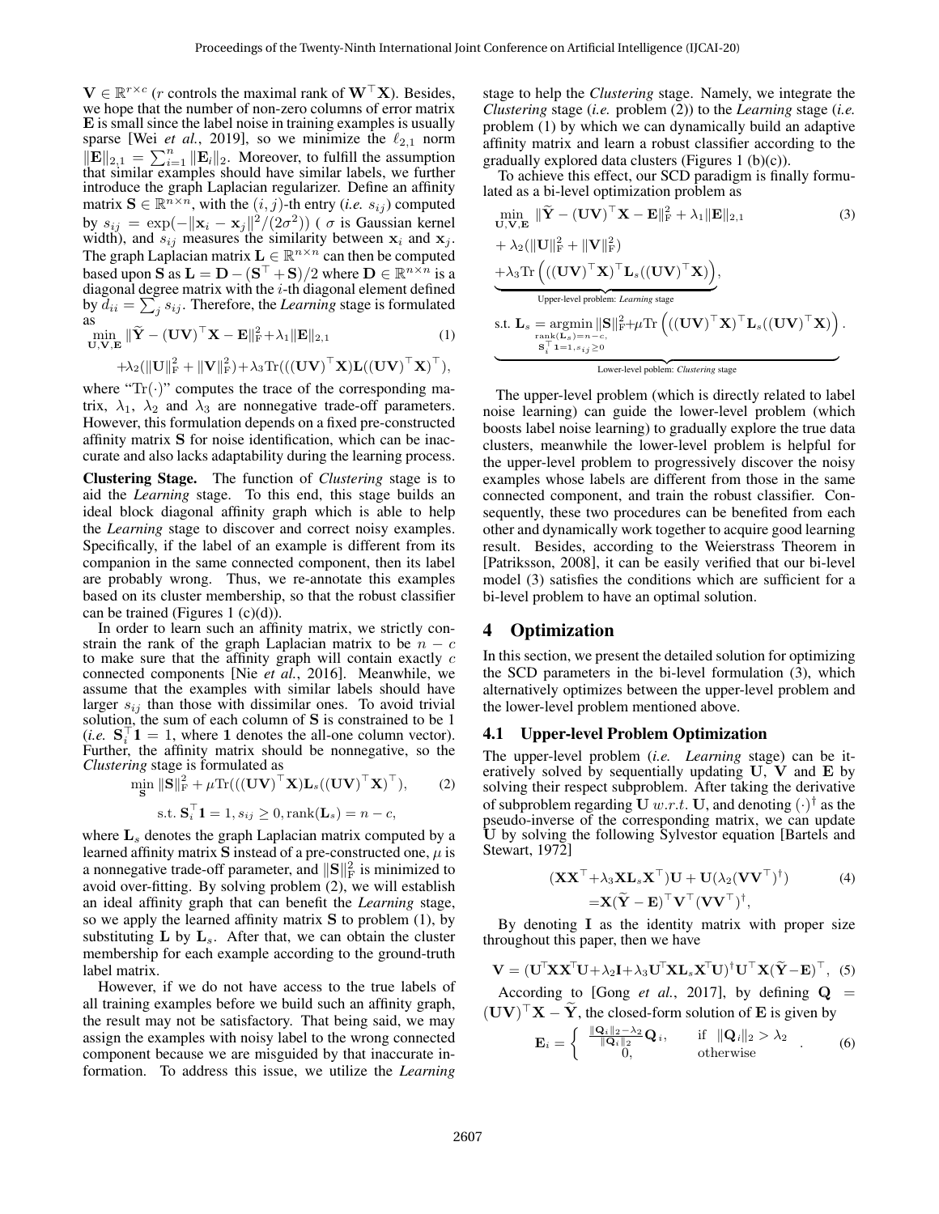$\mathbf{V} \in \mathbb{R}^{r \times c}$ ($r$ controls the maximal rank of $\mathbf{W}^\top\mathbf{X}$). Besides, we hope that the number of non-zero columns of error matrix $\mathbf{E}$ is small since the label noise in training examples is usually sparse [Wei *et al.*, 2019], so we minimize the $\ell_{2,1}$ norm $\|\mathbf{E}\|_{2,1} = \sum_{i=1}^{n} \|\mathbf{E}_i\|_2$. Moreover, to fulfill the assumption that similar examples should have similar labels, we further introduce the graph Laplacian regularizer. Define an affinity matrix $\mathbf{S} \in \mathbb{R}^{n \times n}$, with the $(i, j)$-th entry (*i.e.* $s_{ij}$) computed by $s_{ij} = \exp(-\|\mathbf{x}_i - \mathbf{x}_j\|^2/(2\sigma^2))$ ( $\sigma$ is Gaussian kernel width), and $s_{ij}$ measures the similarity between $\mathbf{x}_i$ and $\mathbf{x}_j$. The graph Laplacian matrix $\mathbf{L} \in \mathbb{R}^{n \times n}$ can then be computed based upon $\mathbf{S}$ as $\mathbf{L} = \mathbf{D} - (\mathbf{S}^\top + \mathbf{S})/2$ where $\mathbf{D} \in \mathbb{R}^{n \times n}$ is a diagonal degree matrix with the $i$-th diagonal element defined by $d_{ii} = \sum_j s_{ij}$. Therefore, the *Learning* stage is formulated as

$$\min_{\mathbf{U},\mathbf{V},\mathbf{E}} \|\widetilde{\mathbf{Y}} - (\mathbf{U}\mathbf{V})^\top\mathbf{X} - \mathbf{E}\|_{\mathrm{F}}^2 + \lambda_1\|\mathbf{E}\|_{2,1} + \lambda_2(\|\mathbf{U}\|_{\mathrm{F}}^2 + \|\mathbf{V}\|_{\mathrm{F}}^2) + \lambda_3\mathrm{Tr}(((\mathbf{U}\mathbf{V})^\top\mathbf{X})\mathbf{L}((\mathbf{U}\mathbf{V})^\top\mathbf{X})^\top), \tag{1}$$

where "$\mathrm{Tr}(\cdot)$" computes the trace of the corresponding matrix, $\lambda_1$, $\lambda_2$ and $\lambda_3$ are nonnegative trade-off parameters. However, this formulation depends on a fixed pre-constructed affinity matrix $\mathbf{S}$ for noise identification, which can be inaccurate and also lacks adaptability during the learning process.

**Clustering Stage.** The function of *Clustering* stage is to aid the *Learning* stage. To this end, this stage builds an ideal block diagonal affinity graph which is able to help the *Learning* stage to discover and correct noisy examples. Specifically, if the label of an example is different from its companion in the same connected component, then its label are probably wrong. Thus, we re-annotate this examples based on its cluster membership, so that the robust classifier can be trained (Figures 1 (c)(d)).

In order to learn such an affinity matrix, we strictly constrain the rank of the graph Laplacian matrix to be $n - c$ to make sure that the affinity graph will contain exactly $c$ connected components [Nie *et al.*, 2016]. Meanwhile, we assume that the examples with similar labels should have larger $s_{ij}$ than those with dissimilar ones. To avoid trivial solution, the sum of each column of $\mathbf{S}$ is constrained to be 1 (*i.e.* $\mathbf{S}_i^\top\mathbf{1} = 1$, where $\mathbf{1}$ denotes the all-one column vector). Further, the affinity matrix should be nonnegative, so the *Clustering* stage is formulated as

$$\min_{\mathbf{S}} \|\mathbf{S}\|_{\mathrm{F}}^2 + \mu\mathrm{Tr}(((\mathbf{U}\mathbf{V})^\top\mathbf{X})\mathbf{L}_s((\mathbf{U}\mathbf{V})^\top\mathbf{X})^\top), \tag{2}$$
$$\text{s.t. } \mathbf{S}_i^\top\mathbf{1} = 1, s_{ij} \geq 0, \mathrm{rank}(\mathbf{L}_s) = n - c,$$

where $\mathbf{L}_s$ denotes the graph Laplacian matrix computed by a learned affinity matrix $\mathbf{S}$ instead of a pre-constructed one, $\mu$ is a nonnegative trade-off parameter, and $\|\mathbf{S}\|_{\mathrm{F}}^2$ is minimized to avoid over-fitting. By solving problem (2), we will establish an ideal affinity graph that can benefit the *Learning* stage, so we apply the learned affinity matrix $\mathbf{S}$ to problem (1), by substituting $\mathbf{L}$ by $\mathbf{L}_s$. After that, we can obtain the cluster membership for each example according to the ground-truth label matrix.

However, if we do not have access to the true labels of all training examples before we build such an affinity graph, the result may not be satisfactory. That being said, we may assign the examples with noisy label to the wrong connected component because we are misguided by that inaccurate information. To address this issue, we utilize the *Learning* stage to help the *Clustering* stage. Namely, we integrate the *Clustering* stage (*i.e.* problem (2)) to the *Learning* stage (*i.e.* problem (1) by which we can dynamically build an adaptive affinity matrix and learn a robust classifier according to the gradually explored data clusters (Figures 1 (b)(c)).

To achieve this effect, our SCD paradigm is finally formulated as a bi-level optimization problem as

$$\begin{aligned}
&\underbrace{\min_{\mathbf{U},\mathbf{V},\mathbf{E}} \|\widetilde{\mathbf{Y}} - (\mathbf{U}\mathbf{V})^\top\mathbf{X} - \mathbf{E}\|_{\mathrm{F}}^2 + \lambda_1\|\mathbf{E}\|_{2,1} + \lambda_2(\|\mathbf{U}\|_{\mathrm{F}}^2 + \|\mathbf{V}\|_{\mathrm{F}}^2) + \lambda_3\mathrm{Tr}\Big(((\mathbf{U}\mathbf{V})^\top\mathbf{X})^\top\mathbf{L}_s((\mathbf{U}\mathbf{V})^\top\mathbf{X})\Big)}_{\text{Upper-level problem: } \textit{Learning} \text{ stage}}, \\
&\underbrace{\text{s.t. } \mathbf{L}_s = \mathop{\mathrm{argmin}}_{\substack{\mathrm{rank}(\mathbf{L}_s)=n-c,\\ \mathbf{S}_i^\top\mathbf{1}=1, s_{ij}\geq 0}} \|\mathbf{S}\|_{\mathrm{F}}^2 + \mu\mathrm{Tr}\Big(((\mathbf{U}\mathbf{V})^\top\mathbf{X})^\top\mathbf{L}_s((\mathbf{U}\mathbf{V})^\top\mathbf{X})\Big)}_{\text{Lower-level poblem: } \textit{Clustering} \text{ stage}}.
\end{aligned} \tag{3}$$

The upper-level problem (which is directly related to label noise learning) can guide the lower-level problem (which boosts label noise learning) to gradually explore the true data clusters, meanwhile the lower-level problem is helpful for the upper-level problem to progressively discover the noisy examples whose labels are different from those in the same connected component, and train the robust classifier. Consequently, these two procedures can be benefited from each other and dynamically work together to acquire good learning result. Besides, according to the Weierstrass Theorem in [Patriksson, 2008], it can be easily verified that our bi-level model (3) satisfies the conditions which are sufficient for a bi-level problem to have an optimal solution.

# 4 Optimization

In this section, we present the detailed solution for optimizing the SCD parameters in the bi-level formulation (3), which alternatively optimizes between the upper-level problem and the lower-level problem mentioned above.

## 4.1 Upper-level Problem Optimization

The upper-level problem (*i.e.* *Learning* stage) can be iteratively solved by sequentially updating $\mathbf{U}$, $\mathbf{V}$ and $\mathbf{E}$ by solving their respect subproblem. After taking the derivative of subproblem regarding $\mathbf{U}$ $w.r.t.$ $\mathbf{U}$, and denoting $(\cdot)^\dagger$ as the pseudo-inverse of the corresponding matrix, we can update $\mathbf{U}$ by solving the following Sylvestor equation [Bartels and Stewart, 1972]

$$\begin{aligned}
(\mathbf{X}\mathbf{X}^\top + \lambda_3\mathbf{X}\mathbf{L}_s\mathbf{X}^\top)\mathbf{U} + \mathbf{U}(\lambda_2(\mathbf{V}\mathbf{V}^\top)^\dagger) \\
= \mathbf{X}(\widetilde{\mathbf{Y}} - \mathbf{E})^\top\mathbf{V}^\top(\mathbf{V}\mathbf{V}^\top)^\dagger,
\end{aligned} \tag{4}$$

By denoting $\mathbf{I}$ as the identity matrix with proper size throughout this paper, then we have

$$\mathbf{V} = (\mathbf{U}^\top\mathbf{X}\mathbf{X}^\top\mathbf{U} + \lambda_2\mathbf{I} + \lambda_3\mathbf{U}^\top\mathbf{X}\mathbf{L}_s\mathbf{X}^\top\mathbf{U})^\dagger\mathbf{U}^\top\mathbf{X}(\widetilde{\mathbf{Y}} - \mathbf{E})^\top, \tag{5}$$

According to [Gong *et al.*, 2017], by defining $\mathbf{Q} = (\mathbf{U}\mathbf{V})^\top\mathbf{X} - \widetilde{\mathbf{Y}}$, the closed-form solution of $\mathbf{E}$ is given by

$$\mathbf{E}_i = \begin{cases} \frac{\|\mathbf{Q}_i\|_2 - \lambda_2}{\|\mathbf{Q}_i\|_2}\mathbf{Q}_i, & \text{if } \|\mathbf{Q}_i\|_2 > \lambda_2 \\ 0, & \text{otherwise} \end{cases}. \tag{6}$$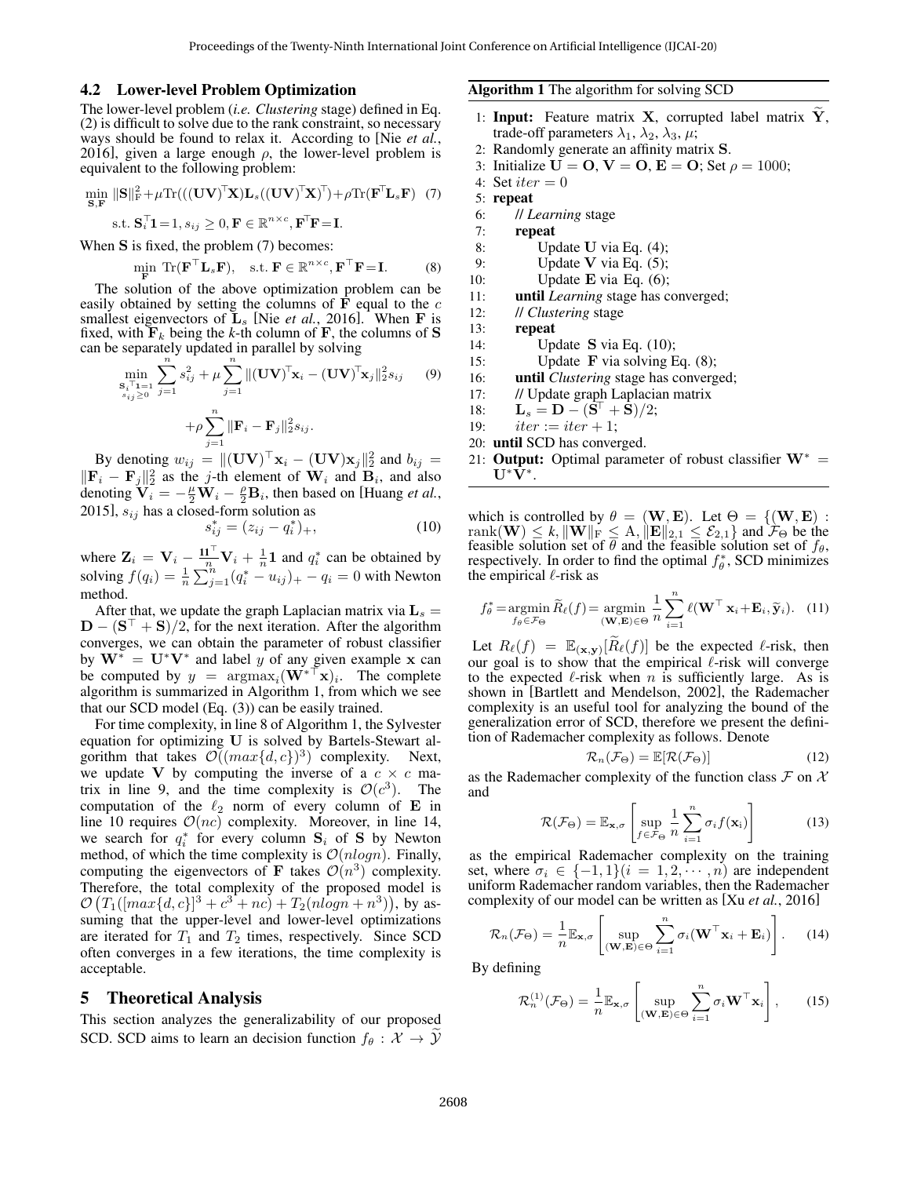### 4.2 Lower-level Problem Optimization

The lower-level problem (*i.e. Clustering* stage) defined in Eq. (2) is difficult to solve due to the rank constraint, so necessary ways should be found to relax it. According to [Nie *et al.*, 2016], given a large enough $\rho$, the lower-level problem is equivalent to the following problem:

$$\min_{\mathbf{S},\mathbf{F}} \|\mathbf{S}\|_{\mathrm{F}}^2+\mu\mathrm{Tr}(((\mathbf{U}\mathbf{V})^{\top}\mathbf{X})\mathbf{L}_s((\mathbf{U}\mathbf{V})^{\top}\mathbf{X})^{\top})+\rho\mathrm{Tr}(\mathbf{F}^{\top}\mathbf{L}_s\mathbf{F}) \quad (7)$$
$$\text{s.t. } \mathbf{S}_i^{\top}\mathbf{1}=1, s_{ij}\geq 0, \mathbf{F}\in\mathbb{R}^{n\times c}, \mathbf{F}^{\top}\mathbf{F}=\mathbf{I}.$$

When $\mathbf{S}$ is fixed, the problem (7) becomes:

$$\min_{\mathbf{F}} \mathrm{Tr}(\mathbf{F}^{\top}\mathbf{L}_s\mathbf{F}), \quad \text{s.t. } \mathbf{F}\in\mathbb{R}^{n\times c}, \mathbf{F}^{\top}\mathbf{F}=\mathbf{I}. \quad (8)$$

The solution of the above optimization problem can be easily obtained by setting the columns of $\mathbf{F}$ equal to the $c$ smallest eigenvectors of $\mathbf{L}_s$ [Nie *et al.*, 2016]. When $\mathbf{F}$ is fixed, with $\mathbf{F}_k$ being the $k$-th column of $\mathbf{F}$, the columns of $\mathbf{S}$ can be separately updated in parallel by solving

$$\min_{\substack{\mathbf{S}_i^{\top}\mathbf{1}=1\\ s_{ij}\geq 0}} \sum_{j=1}^{n} s_{ij}^2+\mu\sum_{j=1}^{n}\|(\mathbf{U}\mathbf{V})^{\top}\mathbf{x}_i-(\mathbf{U}\mathbf{V})^{\top}\mathbf{x}_j\|_2^2 s_{ij} \quad (9)$$
$$+\rho\sum_{j=1}^{n}\|\mathbf{F}_i-\mathbf{F}_j\|_2^2 s_{ij}.$$

By denoting $w_{ij}=\|(\mathbf{U}\mathbf{V})^{\top}\mathbf{x}_i-(\mathbf{U}\mathbf{V})\mathbf{x}_j\|_2^2$ and $b_{ij}=\|\mathbf{F}_i-\mathbf{F}_j\|_2^2$ as the $j$-th element of $\mathbf{W}_i$ and $\mathbf{B}_i$, and also denoting $\mathbf{V}_i=-\frac{\mu}{2}\mathbf{W}_i-\frac{\rho}{2}\mathbf{B}_i$, then based on [Huang *et al.*, 2015], $s_{ij}$ has a closed-form solution as

$$s_{ij}^*=(z_{ij}-q_i^*)_+, \quad (10)$$

where $\mathbf{Z}_i=\mathbf{V}_i-\frac{\mathbf{1}\mathbf{1}^{\top}}{n}\mathbf{V}_i+\frac{1}{n}\mathbf{1}$ and $q_i^*$ can be obtained by solving $f(q_i)=\frac{1}{n}\sum_{j=1}^{n}(q_i^*-u_{ij})_+-q_i=0$ with Newton method.

After that, we update the graph Laplacian matrix via $\mathbf{L}_s=\mathbf{D}-(\mathbf{S}^{\top}+\mathbf{S})/2$, for the next iteration. After the algorithm converges, we can obtain the parameter of robust classifier by $\mathbf{W}^*=\mathbf{U}^*\mathbf{V}^*$ and label $y$ of any given example $\mathbf{x}$ can be computed by $y=\mathrm{argmax}_i(\mathbf{W}^{*\top}\mathbf{x})_i$. The complete algorithm is summarized in Algorithm 1, from which we see that our SCD model (Eq. (3)) can be easily trained.

For time complexity, in line 8 of Algorithm 1, the Sylvester equation for optimizing $\mathbf{U}$ is solved by Bartels-Stewart algorithm that takes $\mathcal{O}((max\{d,c\})^3)$ complexity. Next, we update $\mathbf{V}$ by computing the inverse of a $c\times c$ matrix in line 9, and the time complexity is $\mathcal{O}(c^3)$. The computation of the $\ell_2$ norm of every column of $\mathbf{E}$ in line 10 requires $\mathcal{O}(nc)$ complexity. Moreover, in line 14, we search for $q_i^*$ for every column $\mathbf{S}_i$ of $\mathbf{S}$ by Newton method, of which the time complexity is $\mathcal{O}(nlogn)$. Finally, computing the eigenvectors of $\mathbf{F}$ takes $\mathcal{O}(n^3)$ complexity. Therefore, the total complexity of the proposed model is $\mathcal{O}\left(T_1([max\{d,c\}]^3+c^3+nc)+T_2(nlogn+n^3)\right)$, by assuming that the upper-level and lower-level optimizations are iterated for $T_1$ and $T_2$ times, respectively. Since SCD often converges in a few iterations, the time complexity is acceptable.

## 5 Theoretical Analysis

This section analyzes the generalizability of our proposed SCD. SCD aims to learn an decision function $f_\theta:\mathcal{X}\to\widetilde{\mathcal{Y}}$

**Algorithm 1** The algorithm for solving SCD

1: **Input:** Feature matrix $\mathbf{X}$, corrupted label matrix $\widetilde{\mathbf{Y}}$, trade-off parameters $\lambda_1$, $\lambda_2$, $\lambda_3$, $\mu$;
2: Randomly generate an affinity matrix $\mathbf{S}$.
3: Initialize $\mathbf{U}=\mathbf{O}$, $\mathbf{V}=\mathbf{O}$, $\mathbf{E}=\mathbf{O}$; Set $\rho=1000$;
4: Set $iter=0$
5: **repeat**
6: // *Learning* stage
7: **repeat**
8: Update $\mathbf{U}$ via Eq. (4);
9: Update $\mathbf{V}$ via Eq. (5);
10: Update $\mathbf{E}$ via Eq. (6);
11: **until** *Learning* stage has converged;
12: // *Clustering* stage
13: **repeat**
14: Update $\mathbf{S}$ via Eq. (10);
15: Update $\mathbf{F}$ via solving Eq. (8);
16: **until** *Clustering* stage has converged;
17: // Update graph Laplacian matrix
18: $\mathbf{L}_s=\mathbf{D}-(\mathbf{S}^{\top}+\mathbf{S})/2$;
19: $iter:=iter+1$;
20: **until** SCD has converged.
21: **Output:** Optimal parameter of robust classifier $\mathbf{W}^*=\mathbf{U}^*\mathbf{V}^*$.

which is controlled by $\theta=(\mathbf{W},\mathbf{E})$. Let $\Theta=\{(\mathbf{W},\mathbf{E}): \mathrm{rank}(\mathbf{W})\leq k, \|\mathbf{W}\|_{\mathrm{F}}\leq \mathrm{A}, \|\mathbf{E}\|_{2,1}\leq\mathcal{E}_{2,1}\}$ and $\mathcal{F}_\Theta$ be the feasible solution set of $\theta$ and the feasible solution set of $f_\theta$, respectively. In order to find the optimal $f_\theta^*$, SCD minimizes the empirical $\ell$-risk as

$$f_\theta^*=\underset{f_\theta\in\mathcal{F}_\Theta}{\mathrm{argmin}}\, \widetilde{R}_\ell(f)=\underset{(\mathbf{W},\mathbf{E})\in\Theta}{\mathrm{argmin}}\, \frac{1}{n}\sum_{i=1}^{n}\ell(\mathbf{W}^{\top}\mathbf{x}_i+\mathbf{E}_i,\widetilde{\mathbf{y}}_i). \quad (11)$$

Let $R_\ell(f)=\mathbb{E}_{(\mathbf{x},\mathbf{y})}[\widetilde{R}_\ell(f)]$ be the expected $\ell$-risk, then our goal is to show that the empirical $\ell$-risk will converge to the expected $\ell$-risk when $n$ is sufficiently large. As is shown in [Bartlett and Mendelson, 2002], the Rademacher complexity is an useful tool for analyzing the bound of the generalization error of SCD, therefore we present the definition of Rademacher complexity as follows. Denote

$$\mathcal{R}_n(\mathcal{F}_\Theta)=\mathbb{E}[\mathcal{R}(\mathcal{F}_\Theta)] \quad (12)$$

as the Rademacher complexity of the function class $\mathcal{F}$ on $\mathcal{X}$ and

$$\mathcal{R}(\mathcal{F}_\Theta)=\mathbb{E}_{\mathbf{x},\sigma}\left[\sup_{f\in\mathcal{F}_\Theta}\frac{1}{n}\sum_{i=1}^{n}\sigma_i f(\mathbf{x}_i)\right] \quad (13)$$

as the empirical Rademacher complexity on the training set, where $\sigma_i\in\{-1,1\}(i=1,2,\cdots,n)$ are independent uniform Rademacher random variables, then the Rademacher complexity of our model can be written as [Xu *et al.*, 2016]

$$\mathcal{R}_n(\mathcal{F}_\Theta)=\frac{1}{n}\mathbb{E}_{\mathbf{x},\sigma}\left[\sup_{(\mathbf{W},\mathbf{E})\in\Theta}\sum_{i=1}^{n}\sigma_i(\mathbf{W}^{\top}\mathbf{x}_i+\mathbf{E}_i)\right]. \quad (14)$$

By defining

$$\mathcal{R}_n^{(1)}(\mathcal{F}_\Theta)=\frac{1}{n}\mathbb{E}_{\mathbf{x},\sigma}\left[\sup_{(\mathbf{W},\mathbf{E})\in\Theta}\sum_{i=1}^{n}\sigma_i\mathbf{W}^{\top}\mathbf{x}_i\right], \quad (15)$$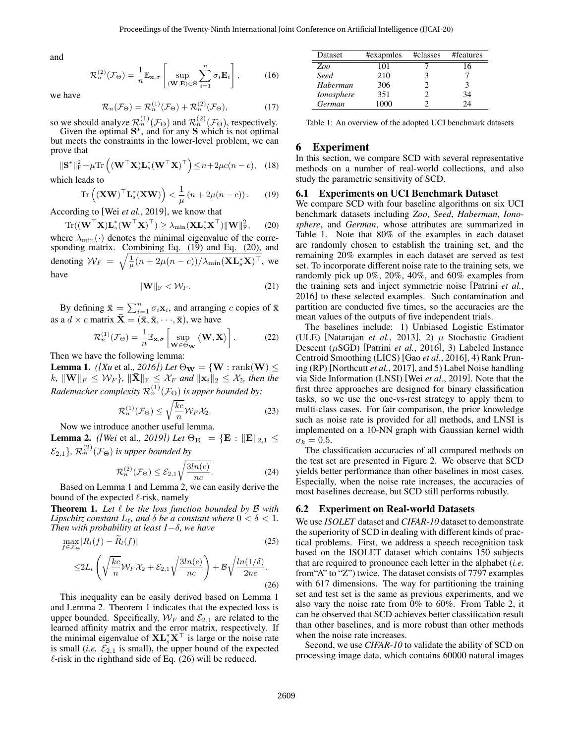and

$$
\mathcal{R}_n^{(2)}(\mathcal{F}_\Theta) = \frac{1}{n}\mathbb{E}_{\mathbf{x},\sigma}\left[\sup_{(\mathbf{W},\mathbf{E})\in\Theta}\sum_{i=1}^{n}\sigma_i \mathbf{E}_i\right], \tag{16}
$$

we have

$$
\mathcal{R}_n(\mathcal{F}_\Theta) = \mathcal{R}_n^{(1)}(\mathcal{F}_\Theta) + \mathcal{R}_n^{(2)}(\mathcal{F}_\Theta), \tag{17}
$$

so we should analyze $\mathcal{R}_n^{(1)}(\mathcal{F}_\Theta)$ and $\mathcal{R}_n^{(2)}(\mathcal{F}_\Theta)$, respectively.

Given the optimal $\mathbf{S}^*$, and for any $\mathbf{S}$ which is not optimal but meets the constraints in the lower-level problem, we can prove that

$$
\|\mathbf{S}^*\|_{\mathrm{F}}^2 + \mu \mathrm{Tr}\left((\mathbf{W}^\top\mathbf{X})\mathbf{L}_s^*(\mathbf{W}^\top\mathbf{X})^\top\right) \leq n + 2\mu c(n-c), \tag{18}
$$

which leads to

$$
\mathrm{Tr}\left((\mathbf{X}\mathbf{W})^\top \mathbf{L}_s^*(\mathbf{X}\mathbf{W})\right) < \frac{1}{\mu}\left(n + 2\mu(n-c)\right). \tag{19}
$$

According to [Wei *et al.*, 2019], we know that

$$
\mathrm{Tr}((\mathbf{W}^\top\mathbf{X})\mathbf{L}_s^*(\mathbf{W}^\top\mathbf{X})^\top) \geq \lambda_{\min}(\mathbf{X}\mathbf{L}_s^*\mathbf{X}^\top)\|\mathbf{W}\|_{\mathrm{F}}^2, \tag{20}
$$

where $\lambda_{\min}(\cdot)$ denotes the minimal eigenvalue of the corresponding matrix. Combining Eq. (19) and Eq. (20), and denoting $\mathcal{W}_F = \sqrt{\frac{1}{\mu}(n + 2\mu(n-c))/\lambda_{\min}(\mathbf{X}\mathbf{L}_s^*\mathbf{X})^\top}$, we have

$$
\|\mathbf{W}\|_{\mathrm{F}} < \mathcal{W}_F. \tag{21}
$$

By defining $\bar{\mathbf{x}} = \sum_{i=1}^{n}\sigma_i\mathbf{x}_i$, and arranging $c$ copies of $\bar{\mathbf{x}}$ as a $d \times c$ matrix $\bar{\mathbf{X}} = (\bar{\mathbf{x}}, \bar{\mathbf{x}}, \cdots, \bar{\mathbf{x}})$, we have

$$
\mathcal{R}_n^{(1)}(\mathcal{F}_\Theta) = \frac{1}{n}\mathbb{E}_{\mathbf{x},\sigma}\left[\sup_{\mathbf{W}\in\Theta_{\mathbf{W}}}\langle \mathbf{W}, \bar{\mathbf{X}}\rangle\right]. \tag{22}
$$

Then we have the following lemma:

**Lemma 1.** *([Xu* et al.*, 2016]) Let $\Theta_{\mathbf{W}} = \{\mathbf{W} : \mathrm{rank}(\mathbf{W}) \leq k,\ \|\mathbf{W}\|_F \leq \mathcal{W}_F\}$, $\|\bar{\mathbf{X}}\|_{\mathrm{F}} \leq \mathcal{X}_F$ and $\|\mathbf{x}_i\|_2 \leq \mathcal{X}_2$, then the Rademacher complexity $\mathcal{R}_n^{(1)}(\mathcal{F}_\Theta)$ is upper bounded by:*

$$
\mathcal{R}_n^{(1)}(\mathcal{F}_\Theta) \leq \sqrt{\frac{kc}{n}}\mathcal{W}_F\mathcal{X}_2. \tag{23}
$$

Now we introduce another useful lemma.

**Lemma 2.** *([Wei* et al.*, 2019]) Let $\Theta_{\mathbf{E}} = \{\mathbf{E} : \|\mathbf{E}\|_{2,1} \leq \mathcal{E}_{2,1}\}$, $\mathcal{R}_n^{(2)}(\mathcal{F}_\Theta)$ is upper bounded by*

$$
\mathcal{R}_n^{(2)}(\mathcal{F}_\Theta) \leq \mathcal{E}_{2,1}\sqrt{\frac{3ln(c)}{nc}}. \tag{24}
$$

Based on Lemma 1 and Lemma 2, we can easily derive the bound of the expected $\ell$-risk, namely

**Theorem 1.** *Let $\ell$ be the loss function bounded by $\mathcal{B}$ with Lipschitz constant $L_\ell$, and $\delta$ be a constant where $0 < \delta < 1$. Then with probability at least $1-\delta$, we have*

$$
\max_{f\in\mathcal{F}_\Theta}|R_l(f) - \widetilde{R}_l(f)| \tag{25}
$$

$$
\leq 2L_l\left(\sqrt{\frac{kc}{n}}\mathcal{W}_F\mathcal{X}_2 + \mathcal{E}_{2,1}\sqrt{\frac{3ln(c)}{nc}}\right) + \mathcal{B}\sqrt{\frac{ln(1/\delta)}{2nc}}. \tag{26}
$$

This inequality can be easily derived based on Lemma 1 and Lemma 2. Theorem 1 indicates that the expected loss is upper bounded. Specifically, $\mathcal{W}_F$ and $\mathcal{E}_{2,1}$ are related to the learned affinity matrix and the error matrix, respectively. If the minimal eigenvalue of $\mathbf{X}\mathbf{L}_s^*\mathbf{X}^\top$ is large or the noise rate is small (*i.e.* $\mathcal{E}_{2,1}$ is small), the upper bound of the expected $\ell$-risk in the righthand side of Eq. (26) will be reduced.

| Dataset | #exapmles | #classes | #features |
|---|---|---|---|
| *Zoo* | 101 | 7 | 16 |
| *Seed* | 210 | 3 | 7 |
| *Haberman* | 306 | 2 | 3 |
| *Ionosphere* | 351 | 2 | 34 |
| *German* | 1000 | 2 | 24 |

Table 1: An overview of the adopted UCI benchmark datasets

# 6 Experiment

In this section, we compare SCD with several representative methods on a number of real-world collections, and also study the parametric sensitivity of SCD.

## 6.1 Experiments on UCI Benchmark Dataset

We compare SCD with four baseline algorithms on six UCI benchmark datasets including *Zoo*, *Seed*, *Haberman*, *Ionosphere*, and *German*, whose attributes are summarized in Table 1. Note that 80% of the examples in each dataset are randomly chosen to establish the training set, and the remaining 20% examples in each dataset are served as test set. To incorporate different noise rate to the training sets, we randomly pick up 0%, 20%, 40%, and 60% examples from the training sets and inject symmetric noise [Patrini *et al.*, 2016] to these selected examples. Such contamination and partition are conducted five times, so the accuracies are the mean values of the outputs of five independent trials.

The baselines include: 1) Unbiased Logistic Estimator (ULE) [Natarajan *et al.*, 2013], 2) $\mu$ Stochastic Gradient Descent ($\mu$SGD) [Patrini *et al.*, 2016], 3) Labeled Instance Centroid Smoothing (LICS) [Gao *et al.*, 2016], 4) Rank Pruning (RP) [Northcutt *et al.*, 2017], and 5) Label Noise handling via Side Information (LNSI) [Wei *et al.*, 2019]. Note that the first three approaches are designed for binary classification tasks, so we use the one-vs-rest strategy to apply them to multi-class cases. For fair comparison, the prior knowledge such as noise rate is provided for all methods, and LNSI is implemented on a 10-NN graph with Gaussian kernel width $\sigma_k = 0.5$.

The classification accuracies of all compared methods on the test set are presented in Figure 2. We observe that SCD yields better performance than other baselines in most cases. Especially, when the noise rate increases, the accuracies of most baselines decrease, but SCD still performs robustly.

## 6.2 Experiment on Real-world Datasets

We use *ISOLET* dataset and *CIFAR-10* dataset to demonstrate the superiority of SCD in dealing with different kinds of practical problems. First, we address a speech recognition task based on the ISOLET dataset which contains 150 subjects that are required to pronounce each letter in the alphabet (*i.e.* from"A" to "Z") twice. The dataset consists of 7797 examples with 617 dimensions. The way for partitioning the training set and test set is the same as previous experiments, and we also vary the noise rate from 0% to 60%. From Table 2, it can be observed that SCD achieves better classification result than other baselines, and is more robust than other methods when the noise rate increases.

Second, we use *CIFAR-10* to validate the ability of SCD on processing image data, which contains 60000 natural images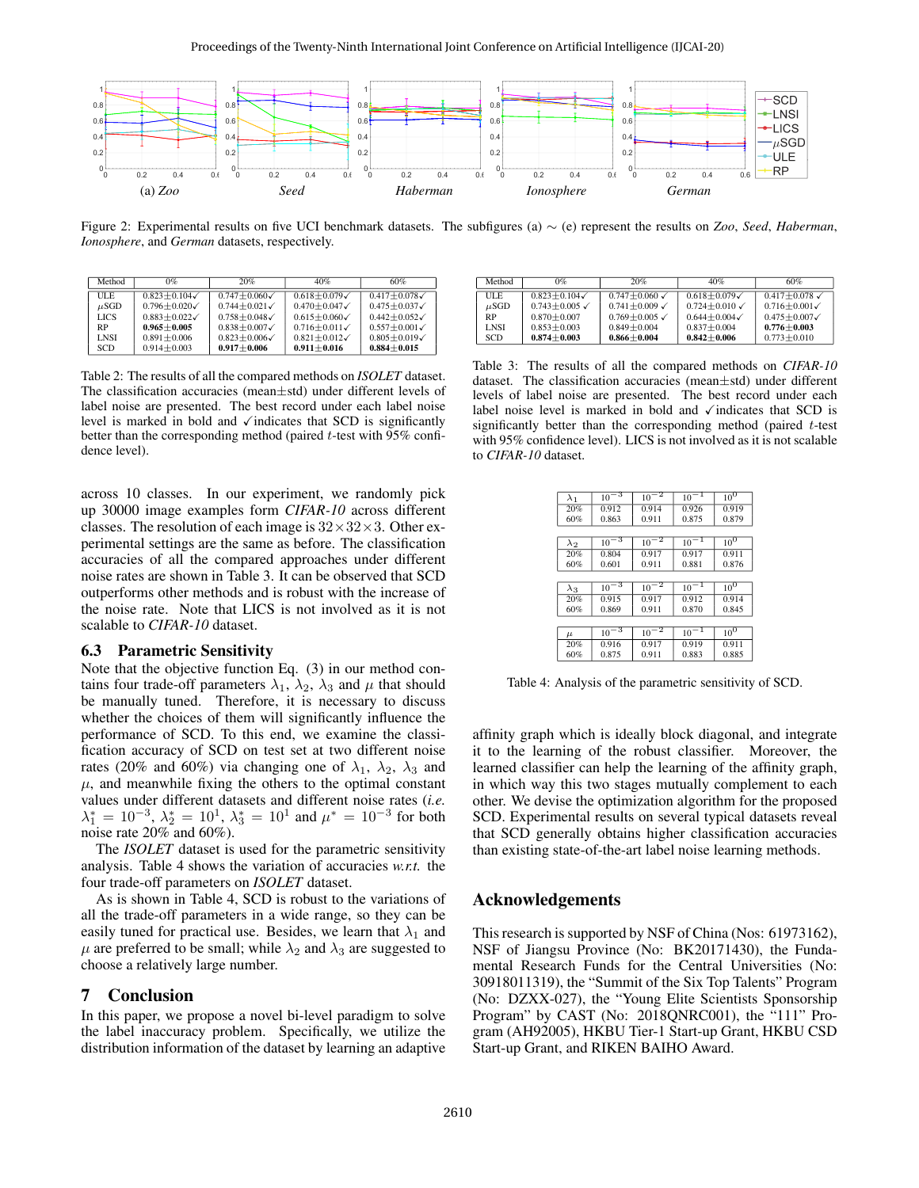Figure 2: Experimental results on five UCI benchmark datasets. The subfigures (a) $\sim$ (e) represent the results on *Zoo*, *Seed*, *Haberman*, *Ionosphere*, and *German* datasets, respectively.

| Method | 0% | 20% | 40% | 60% |
|---|---|---|---|---|
| ULE | 0.823±0.104✓ | 0.747±0.060✓ | 0.618±0.079✓ | 0.417±0.078✓ |
| $\mu$SGD | 0.796±0.020✓ | 0.744±0.021✓ | 0.470±0.047✓ | 0.475±0.037✓ |
| LICS | 0.883±0.022✓ | 0.758±0.048✓ | 0.615±0.060✓ | 0.442±0.052✓ |
| RP | **0.965±0.005** | 0.838±0.007✓ | 0.716±0.011✓ | 0.557±0.001✓ |
| LNSI | 0.891±0.006 | 0.823±0.006✓ | 0.821±0.012✓ | 0.805±0.019✓ |
| SCD | 0.914±0.003 | **0.917±0.006** | **0.911±0.016** | **0.884±0.015** |

Table 2: The results of all the compared methods on *ISOLET* dataset. The classification accuracies (mean±std) under different levels of label noise are presented. The best record under each label noise level is marked in bold and ✓indicates that SCD is significantly better than the corresponding method (paired $t$-test with 95% confidence level).

| Method | 0% | 20% | 40% | 60% |
|---|---|---|---|---|
| ULE | 0.823±0.104✓ | 0.747±0.060 ✓ | 0.618±0.079✓ | 0.417±0.078 ✓ |
| $\mu$SGD | 0.743±0.005 ✓ | 0.741±0.009 ✓ | 0.724±0.010 ✓ | 0.716±0.001✓ |
| RP | 0.870±0.007 | 0.769±0.005 ✓ | 0.644±0.004✓ | 0.475±0.007✓ |
| LNSI | 0.853±0.003 | 0.849±0.004 | 0.837±0.004 | **0.776±0.003** |
| SCD | **0.874±0.003** | **0.866±0.004** | **0.842±0.006** | 0.773±0.010 |

Table 3: The results of all the compared methods on *CIFAR-10* dataset. The classification accuracies (mean±std) under different levels of label noise are presented. The best record under each label noise level is marked in bold and ✓indicates that SCD is significantly better than the corresponding method (paired $t$-test with 95% confidence level). LICS is not involved as it is not scalable to *CIFAR-10* dataset.

across 10 classes. In our experiment, we randomly pick up 30000 image examples form *CIFAR-10* across different classes. The resolution of each image is $32\times32\times3$. Other experimental settings are the same as before. The classification accuracies of all the compared approaches under different noise rates are shown in Table 3. It can be observed that SCD outperforms other methods and is robust with the increase of the noise rate. Note that LICS is not involved as it is not scalable to *CIFAR-10* dataset.

### 6.3 Parametric Sensitivity

Note that the objective function Eq. (3) in our method contains four trade-off parameters $\lambda_1$, $\lambda_2$, $\lambda_3$ and $\mu$ that should be manually tuned. Therefore, it is necessary to discuss whether the choices of them will significantly influence the performance of SCD. To this end, we examine the classification accuracy of SCD on test set at two different noise rates (20% and 60%) via changing one of $\lambda_1$, $\lambda_2$, $\lambda_3$ and $\mu$, and meanwhile fixing the others to the optimal constant values under different datasets and different noise rates (*i.e.* $\lambda_1^* = 10^{-3}$, $\lambda_2^* = 10^1$, $\lambda_3^* = 10^1$ and $\mu^* = 10^{-3}$ for both noise rate 20% and 60%).

The *ISOLET* dataset is used for the parametric sensitivity analysis. Table 4 shows the variation of accuracies *w.r.t.* the four trade-off parameters on *ISOLET* dataset.

As is shown in Table 4, SCD is robust to the variations of all the trade-off parameters in a wide range, so they can be easily tuned for practical use. Besides, we learn that $\lambda_1$ and $\mu$ are preferred to be small; while $\lambda_2$ and $\lambda_3$ are suggested to choose a relatively large number.

| $\lambda_1$ | $10^{-3}$ | $10^{-2}$ | $10^{-1}$ | $10^{0}$ |
|---|---|---|---|---|
| 20% | 0.912 | 0.914 | 0.926 | 0.919 |
| 60% | 0.863 | 0.911 | 0.875 | 0.879 |
| **$\lambda_2$** | **$10^{-3}$** | **$10^{-2}$** | **$10^{-1}$** | **$10^{0}$** |
| 20% | 0.804 | 0.917 | 0.917 | 0.911 |
| 60% | 0.601 | 0.911 | 0.881 | 0.876 |
| **$\lambda_3$** | **$10^{-3}$** | **$10^{-2}$** | **$10^{-1}$** | **$10^{0}$** |
| 20% | 0.915 | 0.917 | 0.912 | 0.914 |
| 60% | 0.869 | 0.911 | 0.870 | 0.845 |
| **$\mu$** | **$10^{-3}$** | **$10^{-2}$** | **$10^{-1}$** | **$10^{0}$** |
| 20% | 0.916 | 0.917 | 0.919 | 0.911 |
| 60% | 0.875 | 0.911 | 0.883 | 0.885 |

Table 4: Analysis of the parametric sensitivity of SCD.

## 7 Conclusion

In this paper, we propose a novel bi-level paradigm to solve the label inaccuracy problem. Specifically, we utilize the distribution information of the dataset by learning an adaptive affinity graph which is ideally block diagonal, and integrate it to the learning of the robust classifier. Moreover, the learned classifier can help the learning of the affinity graph, in which way this two stages mutually complement to each other. We devise the optimization algorithm for the proposed SCD. Experimental results on several typical datasets reveal that SCD generally obtains higher classification accuracies than existing state-of-the-art label noise learning methods.

## Acknowledgements

This research is supported by NSF of China (Nos: 61973162), NSF of Jiangsu Province (No: BK20171430), the Fundamental Research Funds for the Central Universities (No: 30918011319), the "Summit of the Six Top Talents" Program (No: DZXX-027), the "Young Elite Scientists Sponsorship Program" by CAST (No: 2018QNRC001), the "111" Program (AH92005), HKBU Tier-1 Start-up Grant, HKBU CSD Start-up Grant, and RIKEN BAIHO Award.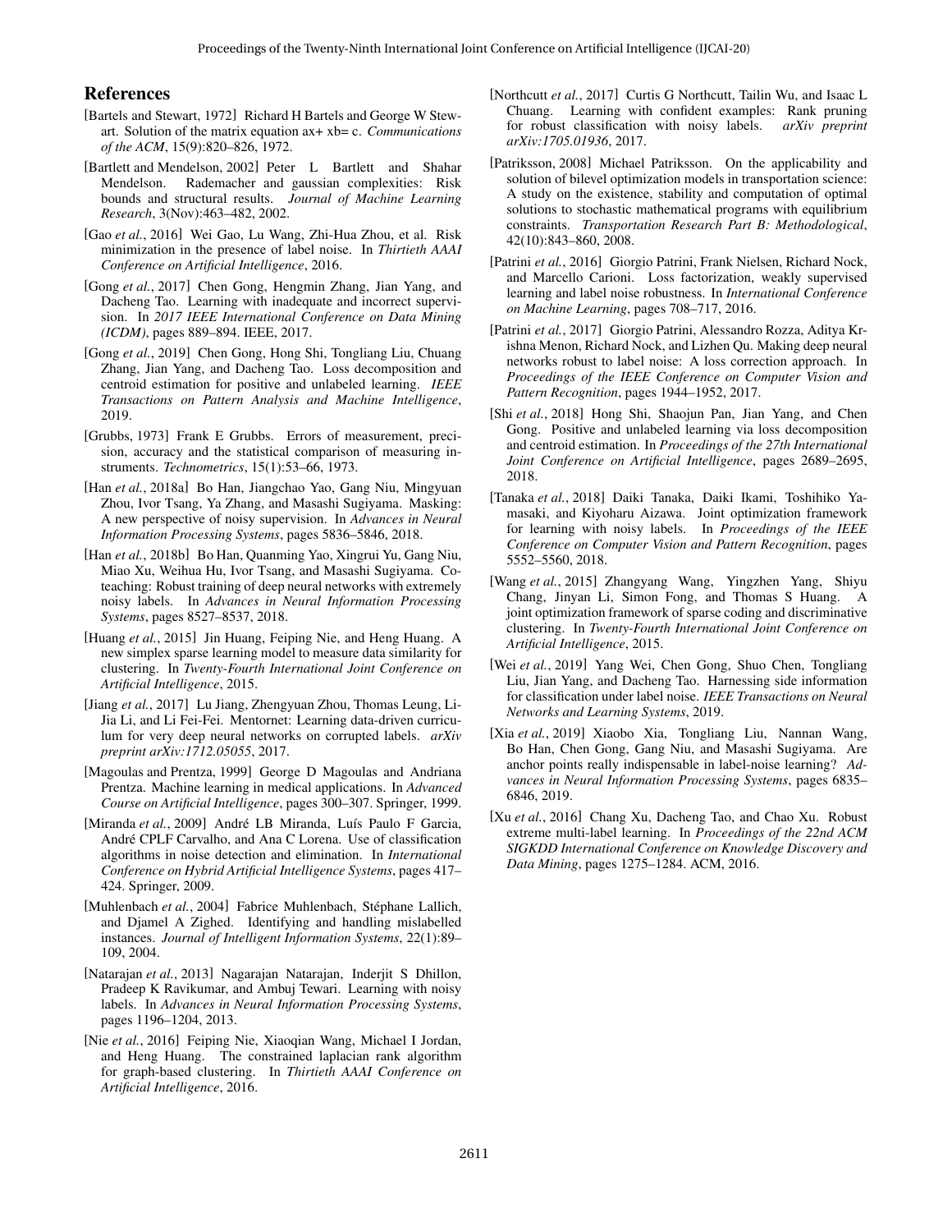## References

[Bartels and Stewart, 1972] Richard H Bartels and George W Stewart. Solution of the matrix equation ax+ xb= c. *Communications of the ACM*, 15(9):820–826, 1972.

[Bartlett and Mendelson, 2002] Peter L Bartlett and Shahar Mendelson. Rademacher and gaussian complexities: Risk bounds and structural results. *Journal of Machine Learning Research*, 3(Nov):463–482, 2002.

[Gao *et al.*, 2016] Wei Gao, Lu Wang, Zhi-Hua Zhou, et al. Risk minimization in the presence of label noise. In *Thirtieth AAAI Conference on Artificial Intelligence*, 2016.

[Gong *et al.*, 2017] Chen Gong, Hengmin Zhang, Jian Yang, and Dacheng Tao. Learning with inadequate and incorrect supervision. In *2017 IEEE International Conference on Data Mining (ICDM)*, pages 889–894. IEEE, 2017.

[Gong *et al.*, 2019] Chen Gong, Hong Shi, Tongliang Liu, Chuang Zhang, Jian Yang, and Dacheng Tao. Loss decomposition and centroid estimation for positive and unlabeled learning. *IEEE Transactions on Pattern Analysis and Machine Intelligence*, 2019.

[Grubbs, 1973] Frank E Grubbs. Errors of measurement, precision, accuracy and the statistical comparison of measuring instruments. *Technometrics*, 15(1):53–66, 1973.

[Han *et al.*, 2018a] Bo Han, Jiangchao Yao, Gang Niu, Mingyuan Zhou, Ivor Tsang, Ya Zhang, and Masashi Sugiyama. Masking: A new perspective of noisy supervision. In *Advances in Neural Information Processing Systems*, pages 5836–5846, 2018.

[Han *et al.*, 2018b] Bo Han, Quanming Yao, Xingrui Yu, Gang Niu, Miao Xu, Weihua Hu, Ivor Tsang, and Masashi Sugiyama. Co-teaching: Robust training of deep neural networks with extremely noisy labels. In *Advances in Neural Information Processing Systems*, pages 8527–8537, 2018.

[Huang *et al.*, 2015] Jin Huang, Feiping Nie, and Heng Huang. A new simplex sparse learning model to measure data similarity for clustering. In *Twenty-Fourth International Joint Conference on Artificial Intelligence*, 2015.

[Jiang *et al.*, 2017] Lu Jiang, Zhengyuan Zhou, Thomas Leung, Li-Jia Li, and Li Fei-Fei. Mentornet: Learning data-driven curriculum for very deep neural networks on corrupted labels. *arXiv preprint arXiv:1712.05055*, 2017.

[Magoulas and Prentza, 1999] George D Magoulas and Andriana Prentza. Machine learning in medical applications. In *Advanced Course on Artificial Intelligence*, pages 300–307. Springer, 1999.

[Miranda *et al.*, 2009] André LB Miranda, Luís Paulo F Garcia, André CPLF Carvalho, and Ana C Lorena. Use of classification algorithms in noise detection and elimination. In *International Conference on Hybrid Artificial Intelligence Systems*, pages 417–424. Springer, 2009.

[Muhlenbach *et al.*, 2004] Fabrice Muhlenbach, Stéphane Lallich, and Djamel A Zighed. Identifying and handling mislabelled instances. *Journal of Intelligent Information Systems*, 22(1):89–109, 2004.

[Natarajan *et al.*, 2013] Nagarajan Natarajan, Inderjit S Dhillon, Pradeep K Ravikumar, and Ambuj Tewari. Learning with noisy labels. In *Advances in Neural Information Processing Systems*, pages 1196–1204, 2013.

[Nie *et al.*, 2016] Feiping Nie, Xiaoqian Wang, Michael I Jordan, and Heng Huang. The constrained laplacian rank algorithm for graph-based clustering. In *Thirtieth AAAI Conference on Artificial Intelligence*, 2016.

[Northcutt *et al.*, 2017] Curtis G Northcutt, Tailin Wu, and Isaac L Chuang. Learning with confident examples: Rank pruning for robust classification with noisy labels. *arXiv preprint arXiv:1705.01936*, 2017.

[Patriksson, 2008] Michael Patriksson. On the applicability and solution of bilevel optimization models in transportation science: A study on the existence, stability and computation of optimal solutions to stochastic mathematical programs with equilibrium constraints. *Transportation Research Part B: Methodological*, 42(10):843–860, 2008.

[Patrini *et al.*, 2016] Giorgio Patrini, Frank Nielsen, Richard Nock, and Marcello Carioni. Loss factorization, weakly supervised learning and label noise robustness. In *International Conference on Machine Learning*, pages 708–717, 2016.

[Patrini *et al.*, 2017] Giorgio Patrini, Alessandro Rozza, Aditya Krishna Menon, Richard Nock, and Lizhen Qu. Making deep neural networks robust to label noise: A loss correction approach. In *Proceedings of the IEEE Conference on Computer Vision and Pattern Recognition*, pages 1944–1952, 2017.

[Shi *et al.*, 2018] Hong Shi, Shaojun Pan, Jian Yang, and Chen Gong. Positive and unlabeled learning via loss decomposition and centroid estimation. In *Proceedings of the 27th International Joint Conference on Artificial Intelligence*, pages 2689–2695, 2018.

[Tanaka *et al.*, 2018] Daiki Tanaka, Daiki Ikami, Toshihiko Yamasaki, and Kiyoharu Aizawa. Joint optimization framework for learning with noisy labels. In *Proceedings of the IEEE Conference on Computer Vision and Pattern Recognition*, pages 5552–5560, 2018.

[Wang *et al.*, 2015] Zhangyang Wang, Yingzhen Yang, Shiyu Chang, Jinyan Li, Simon Fong, and Thomas S Huang. A joint optimization framework of sparse coding and discriminative clustering. In *Twenty-Fourth International Joint Conference on Artificial Intelligence*, 2015.

[Wei *et al.*, 2019] Yang Wei, Chen Gong, Shuo Chen, Tongliang Liu, Jian Yang, and Dacheng Tao. Harnessing side information for classification under label noise. *IEEE Transactions on Neural Networks and Learning Systems*, 2019.

[Xia *et al.*, 2019] Xiaobo Xia, Tongliang Liu, Nannan Wang, Bo Han, Chen Gong, Gang Niu, and Masashi Sugiyama. Are anchor points really indispensable in label-noise learning? *Advances in Neural Information Processing Systems*, pages 6835–6846, 2019.

[Xu *et al.*, 2016] Chang Xu, Dacheng Tao, and Chao Xu. Robust extreme multi-label learning. In *Proceedings of the 22nd ACM SIGKDD International Conference on Knowledge Discovery and Data Mining*, pages 1275–1284. ACM, 2016.